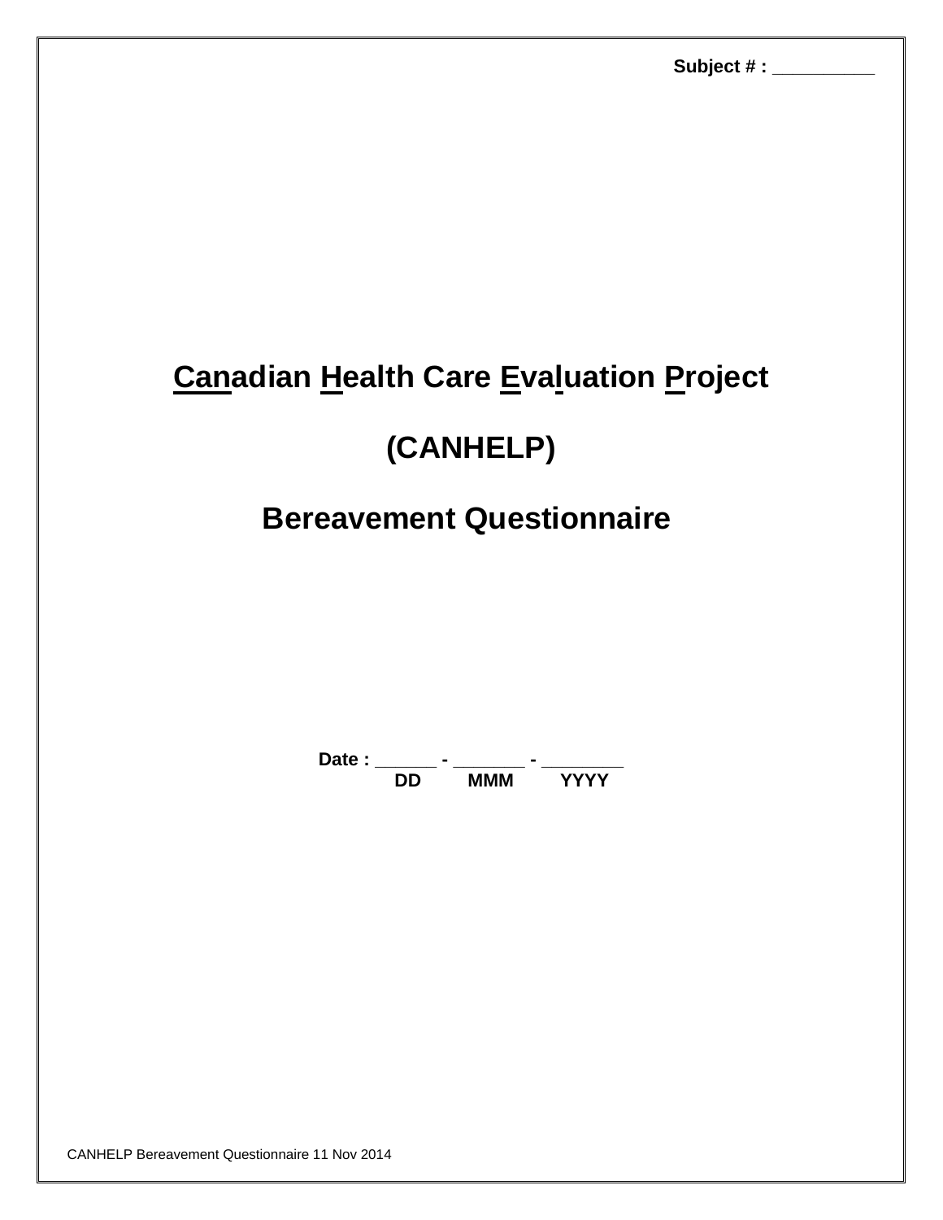Subject # : __________

# Canadian Health Care Evaluation Project

# (CANHELP)

# Bereavement Questionnaire

**Date : ______ - _______ - ________**
**DD MMM YYYY**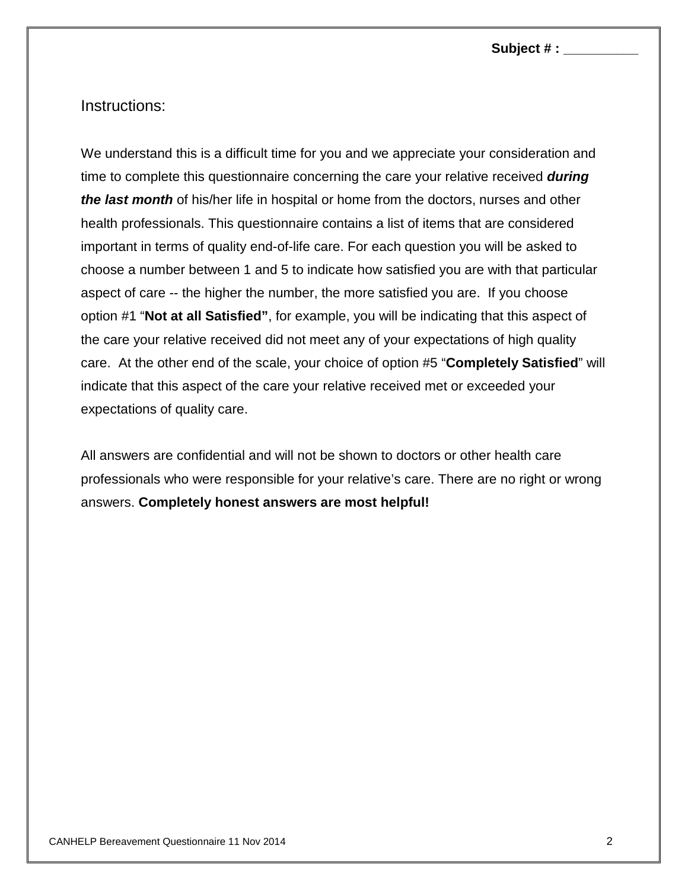Subject # : __________

Instructions:

We understand this is a difficult time for you and we appreciate your consideration and time to complete this questionnaire concerning the care your relative received ***during the last month*** of his/her life in hospital or home from the doctors, nurses and other health professionals. This questionnaire contains a list of items that are considered important in terms of quality end-of-life care. For each question you will be asked to choose a number between 1 and 5 to indicate how satisfied you are with that particular aspect of care -- the higher the number, the more satisfied you are. If you choose option #1 "**Not at all Satisfied"**, for example, you will be indicating that this aspect of the care your relative received did not meet any of your expectations of high quality care. At the other end of the scale, your choice of option #5 "**Completely Satisfied**" will indicate that this aspect of the care your relative received met or exceeded your expectations of quality care.

All answers are confidential and will not be shown to doctors or other health care professionals who were responsible for your relative's care. There are no right or wrong answers. **Completely honest answers are most helpful!**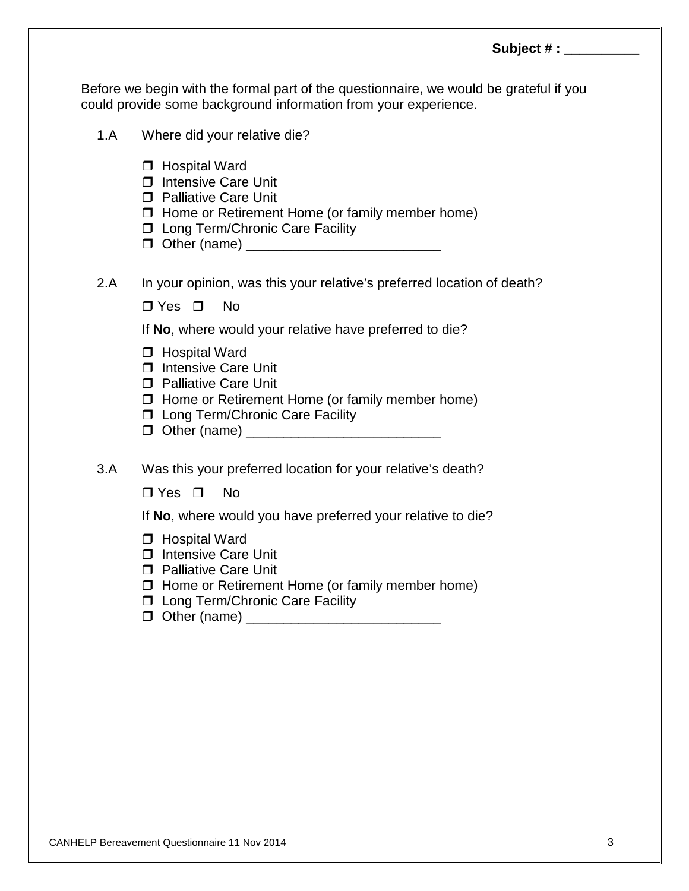**Subject # : __________**

Before we begin with the formal part of the questionnaire, we would be grateful if you could provide some background information from your experience.

1.A Where did your relative die?

- ❐ Hospital Ward
- ❐ Intensive Care Unit
- ❐ Palliative Care Unit
- ❐ Home or Retirement Home (or family member home)
- ❐ Long Term/Chronic Care Facility
- ❐ Other (name) __________________________

2.A In your opinion, was this your relative's preferred location of death?

❐ Yes ❐ No

If **No**, where would your relative have preferred to die?

- ❐ Hospital Ward
- ❐ Intensive Care Unit
- ❐ Palliative Care Unit
- ❐ Home or Retirement Home (or family member home)
- ❐ Long Term/Chronic Care Facility
- ❐ Other (name) __________________________

3.A Was this your preferred location for your relative's death?

❐ Yes ❐ No

If **No**, where would you have preferred your relative to die?

- ❐ Hospital Ward
- ❐ Intensive Care Unit
- ❐ Palliative Care Unit
- ❐ Home or Retirement Home (or family member home)
- ❐ Long Term/Chronic Care Facility
- ❐ Other (name) __________________________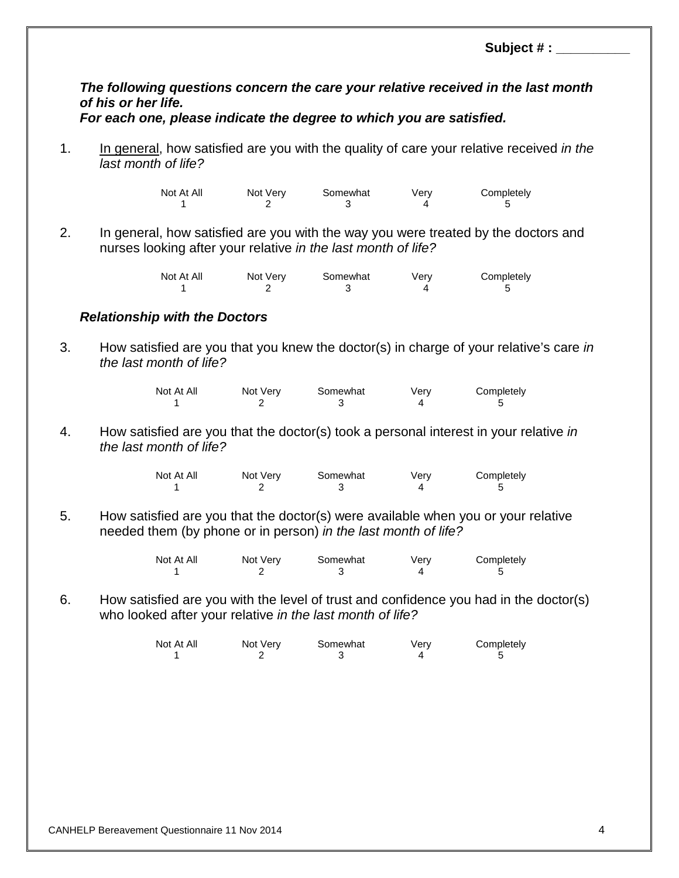**Subject # : __________**

***The following questions concern the care your relative received in the last month of his or her life.***
***For each one, please indicate the degree to which you are satisfied.***

1. In general, how satisfied are you with the quality of care your relative received *in the last month of life?*

| Not At All | Not Very | Somewhat | Very | Completely |
|---|---|---|---|---|
| 1 | 2 | 3 | 4 | 5 |

2. In general, how satisfied are you with the way you were treated by the doctors and nurses looking after your relative *in the last month of life?*

| Not At All | Not Very | Somewhat | Very | Completely |
|---|---|---|---|---|
| 1 | 2 | 3 | 4 | 5 |

***Relationship with the Doctors***

3. How satisfied are you that you knew the doctor(s) in charge of your relative's care *in the last month of life?*

| Not At All | Not Very | Somewhat | Very | Completely |
|---|---|---|---|---|
| 1 | 2 | 3 | 4 | 5 |

4. How satisfied are you that the doctor(s) took a personal interest in your relative *in the last month of life?*

| Not At All | Not Very | Somewhat | Very | Completely |
|---|---|---|---|---|
| 1 | 2 | 3 | 4 | 5 |

5. How satisfied are you that the doctor(s) were available when you or your relative needed them (by phone or in person) *in the last month of life?*

| Not At All | Not Very | Somewhat | Very | Completely |
|---|---|---|---|---|
| 1 | 2 | 3 | 4 | 5 |

6. How satisfied are you with the level of trust and confidence you had in the doctor(s) who looked after your relative *in the last month of life?*

| Not At All | Not Very | Somewhat | Very | Completely |
|---|---|---|---|---|
| 1 | 2 | 3 | 4 | 5 |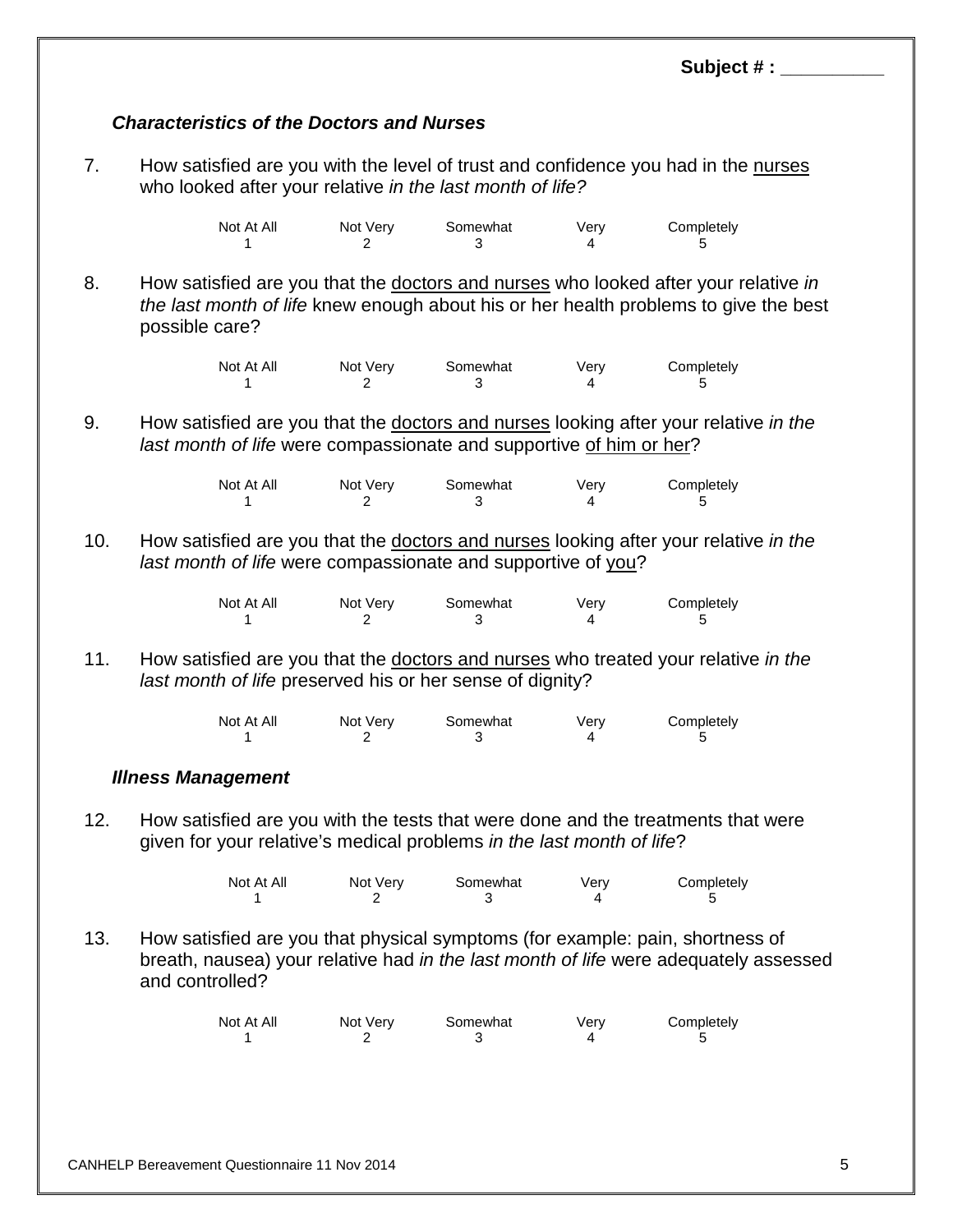**Subject # : __________**

### *Characteristics of the Doctors and Nurses*

7. How satisfied are you with the level of trust and confidence you had in the <u>nurses</u> who looked after your relative *in the last month of life?*

| Not At All | Not Very | Somewhat | Very | Completely |
|---|---|---|---|---|
| 1 | 2 | 3 | 4 | 5 |

8. How satisfied are you that the <u>doctors and nurses</u> who looked after your relative *in the last month of life* knew enough about his or her health problems to give the best possible care?

| Not At All | Not Very | Somewhat | Very | Completely |
|---|---|---|---|---|
| 1 | 2 | 3 | 4 | 5 |

9. How satisfied are you that the <u>doctors and nurses</u> looking after your relative *in the last month of life* were compassionate and supportive <u>of him or her</u>?

| Not At All | Not Very | Somewhat | Very | Completely |
|---|---|---|---|---|
| 1 | 2 | 3 | 4 | 5 |

10. How satisfied are you that the <u>doctors and nurses</u> looking after your relative *in the last month of life* were compassionate and supportive of <u>you</u>?

| Not At All | Not Very | Somewhat | Very | Completely |
|---|---|---|---|---|
| 1 | 2 | 3 | 4 | 5 |

11. How satisfied are you that the <u>doctors and nurses</u> who treated your relative *in the last month of life* preserved his or her sense of dignity?

| Not At All | Not Very | Somewhat | Very | Completely |
|---|---|---|---|---|
| 1 | 2 | 3 | 4 | 5 |

### *Illness Management*

12. How satisfied are you with the tests that were done and the treatments that were given for your relative's medical problems *in the last month of life*?

| Not At All | Not Very | Somewhat | Very | Completely |
|---|---|---|---|---|
| 1 | 2 | 3 | 4 | 5 |

13. How satisfied are you that physical symptoms (for example: pain, shortness of breath, nausea) your relative had *in the last month of life* were adequately assessed and controlled?

| Not At All | Not Very | Somewhat | Very | Completely |
|---|---|---|---|---|
| 1 | 2 | 3 | 4 | 5 |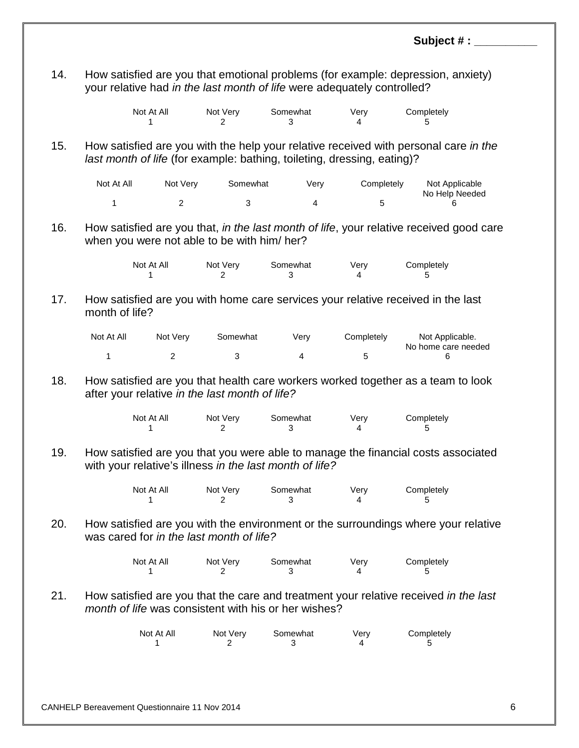**Subject # : __________**

14. How satisfied are you that emotional problems (for example: depression, anxiety) your relative had *in the last month of life* were adequately controlled?

| Not At All | Not Very | Somewhat | Very | Completely |
|---|---|---|---|---|
| 1 | 2 | 3 | 4 | 5 |

15. How satisfied are you with the help your relative received with personal care *in the last month of life* (for example: bathing, toileting, dressing, eating)?

| Not At All | Not Very | Somewhat | Very | Completely | Not Applicable No Help Needed |
|---|---|---|---|---|---|
| 1 | 2 | 3 | 4 | 5 | 6 |

16. How satisfied are you that, *in the last month of life*, your relative received good care when you were not able to be with him/ her?

| Not At All | Not Very | Somewhat | Very | Completely |
|---|---|---|---|---|
| 1 | 2 | 3 | 4 | 5 |

17. How satisfied are you with home care services your relative received in the last month of life?

| Not At All | Not Very | Somewhat | Very | Completely | Not Applicable. No home care needed |
|---|---|---|---|---|---|
| 1 | 2 | 3 | 4 | 5 | 6 |

18. How satisfied are you that health care workers worked together as a team to look after your relative *in the last month of life?*

| Not At All | Not Very | Somewhat | Very | Completely |
|---|---|---|---|---|
| 1 | 2 | 3 | 4 | 5 |

19. How satisfied are you that you were able to manage the financial costs associated with your relative's illness *in the last month of life?*

| Not At All | Not Very | Somewhat | Very | Completely |
|---|---|---|---|---|
| 1 | 2 | 3 | 4 | 5 |

20. How satisfied are you with the environment or the surroundings where your relative was cared for *in the last month of life?*

| Not At All | Not Very | Somewhat | Very | Completely |
|---|---|---|---|---|
| 1 | 2 | 3 | 4 | 5 |

21. How satisfied are you that the care and treatment your relative received *in the last month of life* was consistent with his or her wishes?

| Not At All | Not Very | Somewhat | Very | Completely |
|---|---|---|---|---|
| 1 | 2 | 3 | 4 | 5 |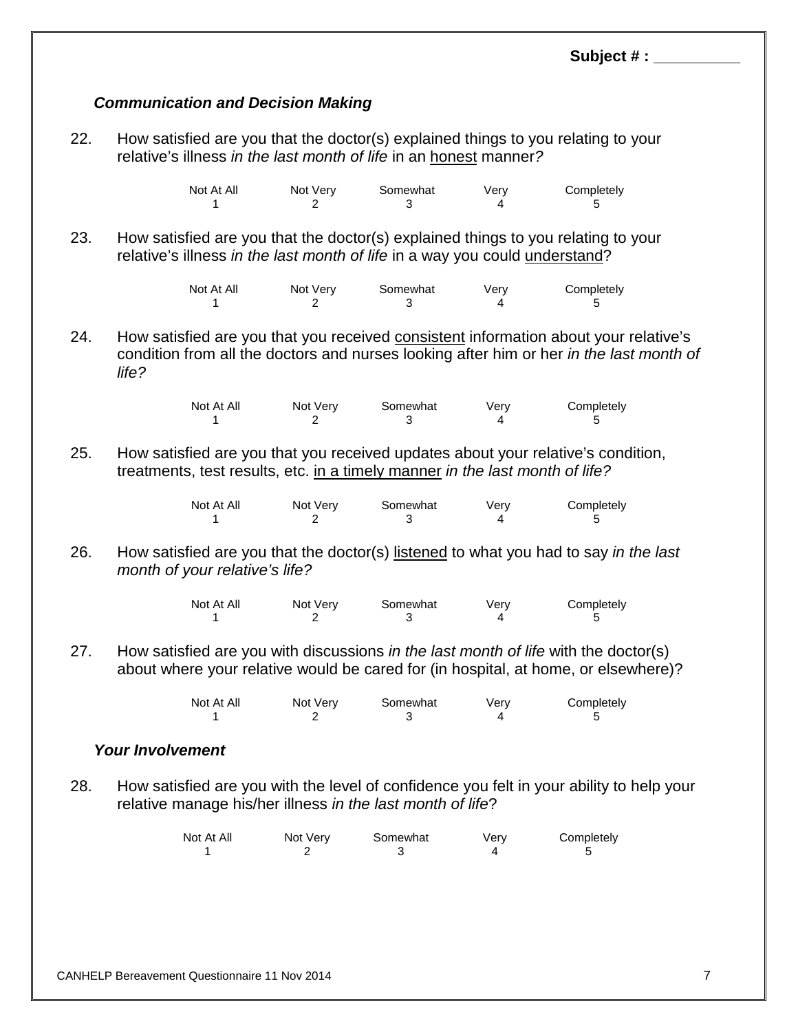**Subject # : __________**

### *Communication and Decision Making*

22. How satisfied are you that the doctor(s) explained things to you relating to your relative's illness *in the last month of life* in an <u>honest</u> manner*?*

| Not At All | Not Very | Somewhat | Very | Completely |
|---|---|---|---|---|
| 1 | 2 | 3 | 4 | 5 |

23. How satisfied are you that the doctor(s) explained things to you relating to your relative's illness *in the last month of life* in a way you could <u>understand</u>?

| Not At All | Not Very | Somewhat | Very | Completely |
|---|---|---|---|---|
| 1 | 2 | 3 | 4 | 5 |

24. How satisfied are you that you received <u>consistent</u> information about your relative's condition from all the doctors and nurses looking after him or her *in the last month of life?*

| Not At All | Not Very | Somewhat | Very | Completely |
|---|---|---|---|---|
| 1 | 2 | 3 | 4 | 5 |

25. How satisfied are you that you received updates about your relative's condition, treatments, test results, etc. <u>in a timely manner</u> *in the last month of life?*

| Not At All | Not Very | Somewhat | Very | Completely |
|---|---|---|---|---|
| 1 | 2 | 3 | 4 | 5 |

26. How satisfied are you that the doctor(s) <u>listened</u> to what you had to say *in the last month of your relative's life?*

| Not At All | Not Very | Somewhat | Very | Completely |
|---|---|---|---|---|
| 1 | 2 | 3 | 4 | 5 |

27. How satisfied are you with discussions *in the last month of life* with the doctor(s) about where your relative would be cared for (in hospital, at home, or elsewhere)?

| Not At All | Not Very | Somewhat | Very | Completely |
|---|---|---|---|---|
| 1 | 2 | 3 | 4 | 5 |

### *Your Involvement*

28. How satisfied are you with the level of confidence you felt in your ability to help your relative manage his/her illness *in the last month of life*?

| Not At All | Not Very | Somewhat | Very | Completely |
|---|---|---|---|---|
| 1 | 2 | 3 | 4 | 5 |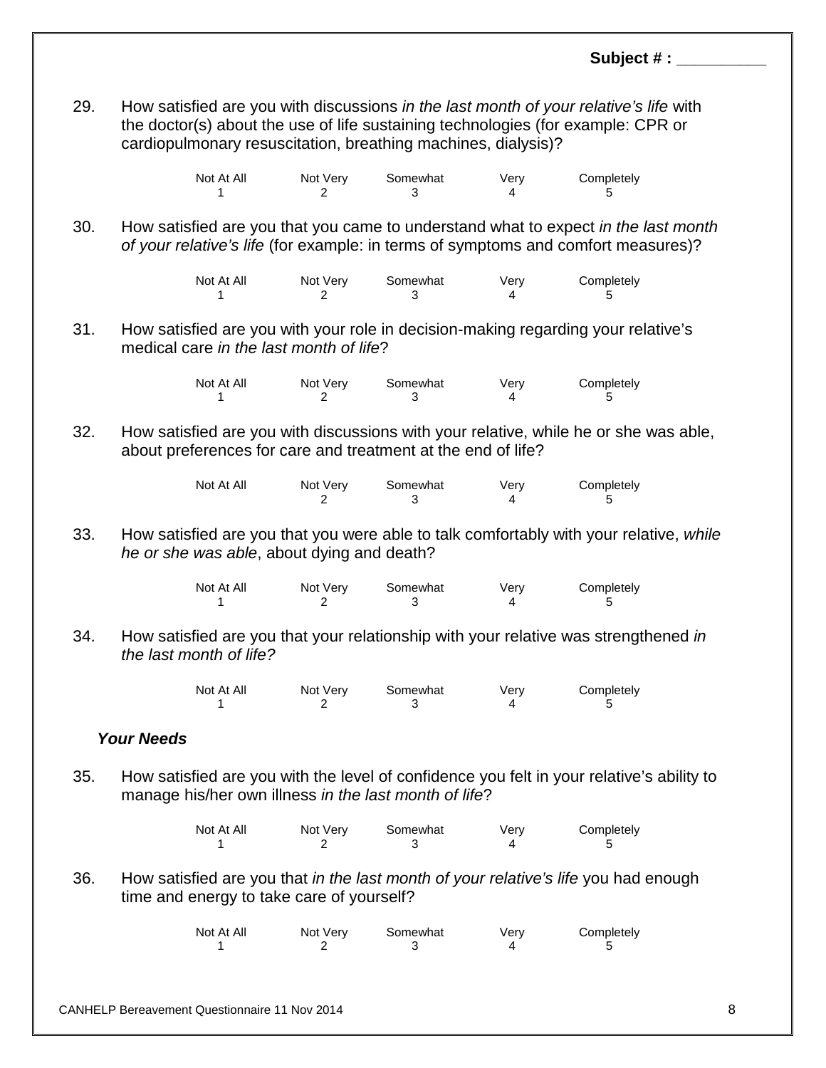Subject # : __________

29. How satisfied are you with discussions *in the last month of your relative's life* with the doctor(s) about the use of life sustaining technologies (for example: CPR or cardiopulmonary resuscitation, breathing machines, dialysis)?

| Not At All | Not Very | Somewhat | Very | Completely |
|---|---|---|---|---|
| 1 | 2 | 3 | 4 | 5 |

30. How satisfied are you that you came to understand what to expect *in the last month of your relative's life* (for example: in terms of symptoms and comfort measures)?

| Not At All | Not Very | Somewhat | Very | Completely |
|---|---|---|---|---|
| 1 | 2 | 3 | 4 | 5 |

31. How satisfied are you with your role in decision-making regarding your relative's medical care *in the last month of life*?

| Not At All | Not Very | Somewhat | Very | Completely |
|---|---|---|---|---|
| 1 | 2 | 3 | 4 | 5 |

32. How satisfied are you with discussions with your relative, while he or she was able, about preferences for care and treatment at the end of life?

| Not At All | Not Very | Somewhat | Very | Completely |
|---|---|---|---|---|
| | 2 | 3 | 4 | 5 |

33. How satisfied are you that you were able to talk comfortably with your relative, *while he or she was able*, about dying and death?

| Not At All | Not Very | Somewhat | Very | Completely |
|---|---|---|---|---|
| 1 | 2 | 3 | 4 | 5 |

34. How satisfied are you that your relationship with your relative was strengthened *in the last month of life?*

| Not At All | Not Very | Somewhat | Very | Completely |
|---|---|---|---|---|
| 1 | 2 | 3 | 4 | 5 |

### *Your Needs*

35. How satisfied are you with the level of confidence you felt in your relative's ability to manage his/her own illness *in the last month of life*?

| Not At All | Not Very | Somewhat | Very | Completely |
|---|---|---|---|---|
| 1 | 2 | 3 | 4 | 5 |

36. How satisfied are you that *in the last month of your relative's life* you had enough time and energy to take care of yourself?

| Not At All | Not Very | Somewhat | Very | Completely |
|---|---|---|---|---|
| 1 | 2 | 3 | 4 | 5 |

CANHELP Bereavement Questionnaire 11 Nov 2014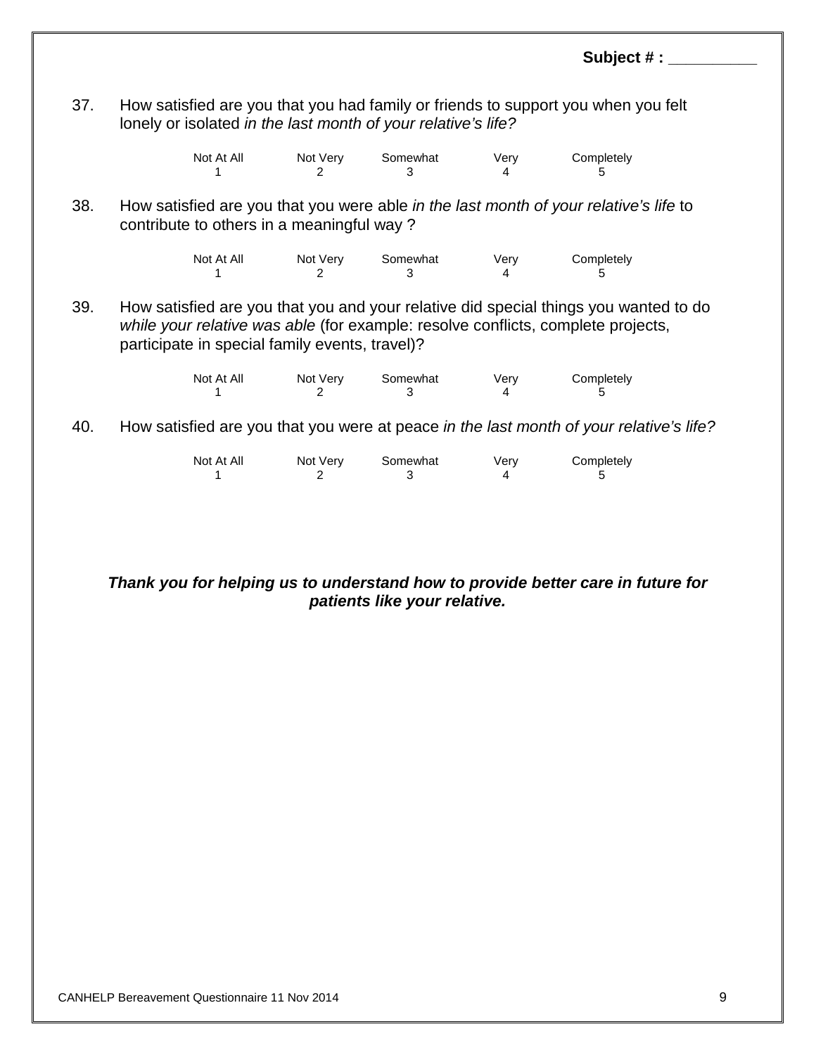Subject # : __________

37. How satisfied are you that you had family or friends to support you when you felt lonely or isolated *in the last month of your relative's life?*

| Not At All | Not Very | Somewhat | Very | Completely |
|---|---|---|---|---|
| 1 | 2 | 3 | 4 | 5 |

38. How satisfied are you that you were able *in the last month of your relative's life* to contribute to others in a meaningful way ?

| Not At All | Not Very | Somewhat | Very | Completely |
|---|---|---|---|---|
| 1 | 2 | 3 | 4 | 5 |

39. How satisfied are you that you and your relative did special things you wanted to do *while your relative was able* (for example: resolve conflicts, complete projects, participate in special family events, travel)?

| Not At All | Not Very | Somewhat | Very | Completely |
|---|---|---|---|---|
| 1 | 2 | 3 | 4 | 5 |

40. How satisfied are you that you were at peace *in the last month of your relative's life?*

| Not At All | Not Very | Somewhat | Very | Completely |
|---|---|---|---|---|
| 1 | 2 | 3 | 4 | 5 |

***Thank you for helping us to understand how to provide better care in future for patients like your relative.***